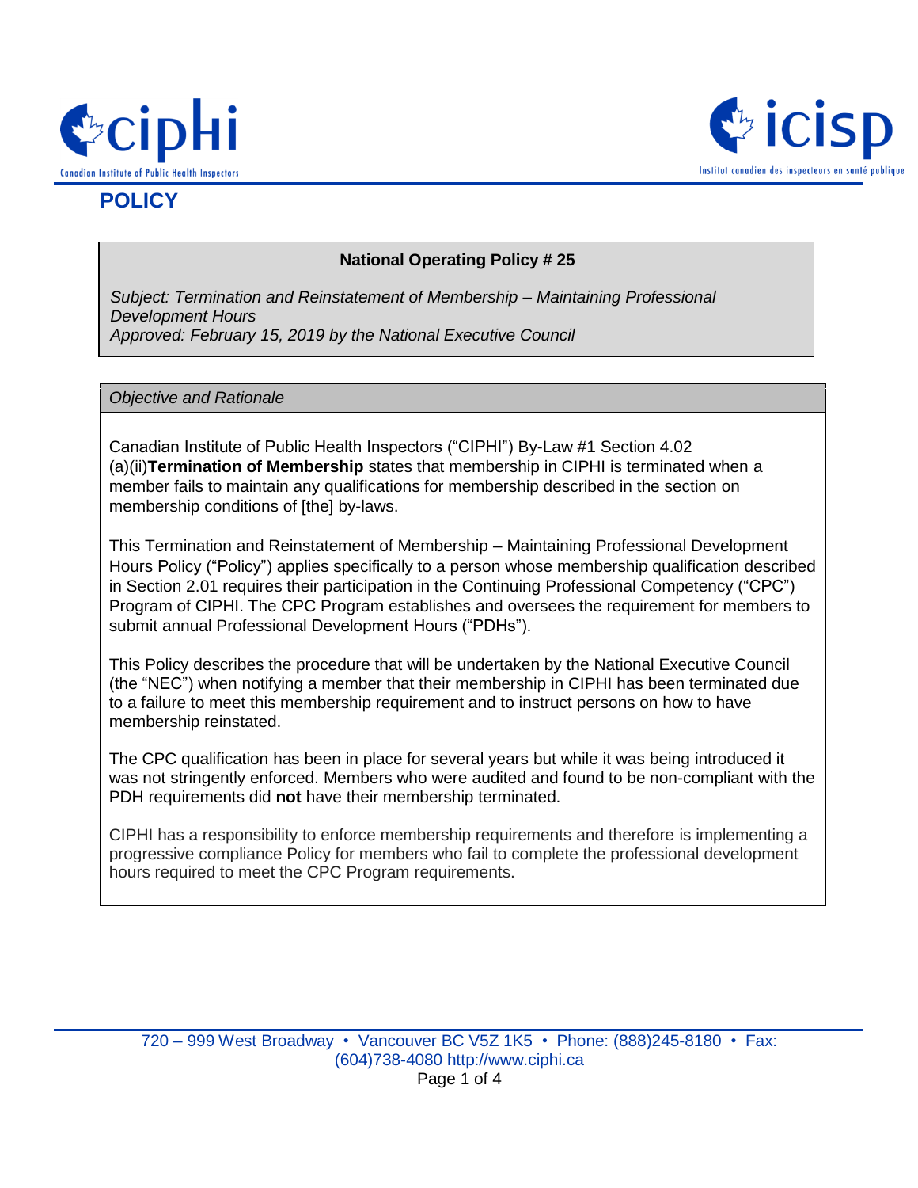# POLICY

**National Operating Policy # 25**

*Subject: Termination and Reinstatement of Membership – Maintaining Professional Development Hours*
*Approved: February 15, 2019 by the National Executive Council*

## *Objective and Rationale*

Canadian Institute of Public Health Inspectors ("CIPHI") By-Law #1 Section 4.02 (a)(ii)**Termination of Membership** states that membership in CIPHI is terminated when a member fails to maintain any qualifications for membership described in the section on membership conditions of [the] by-laws.

This Termination and Reinstatement of Membership – Maintaining Professional Development Hours Policy ("Policy") applies specifically to a person whose membership qualification described in Section 2.01 requires their participation in the Continuing Professional Competency ("CPC") Program of CIPHI. The CPC Program establishes and oversees the requirement for members to submit annual Professional Development Hours ("PDHs").

This Policy describes the procedure that will be undertaken by the National Executive Council (the "NEC") when notifying a member that their membership in CIPHI has been terminated due to a failure to meet this membership requirement and to instruct persons on how to have membership reinstated.

The CPC qualification has been in place for several years but while it was being introduced it was not stringently enforced. Members who were audited and found to be non-compliant with the PDH requirements did **not** have their membership terminated.

CIPHI has a responsibility to enforce membership requirements and therefore is implementing a progressive compliance Policy for members who fail to complete the professional development hours required to meet the CPC Program requirements.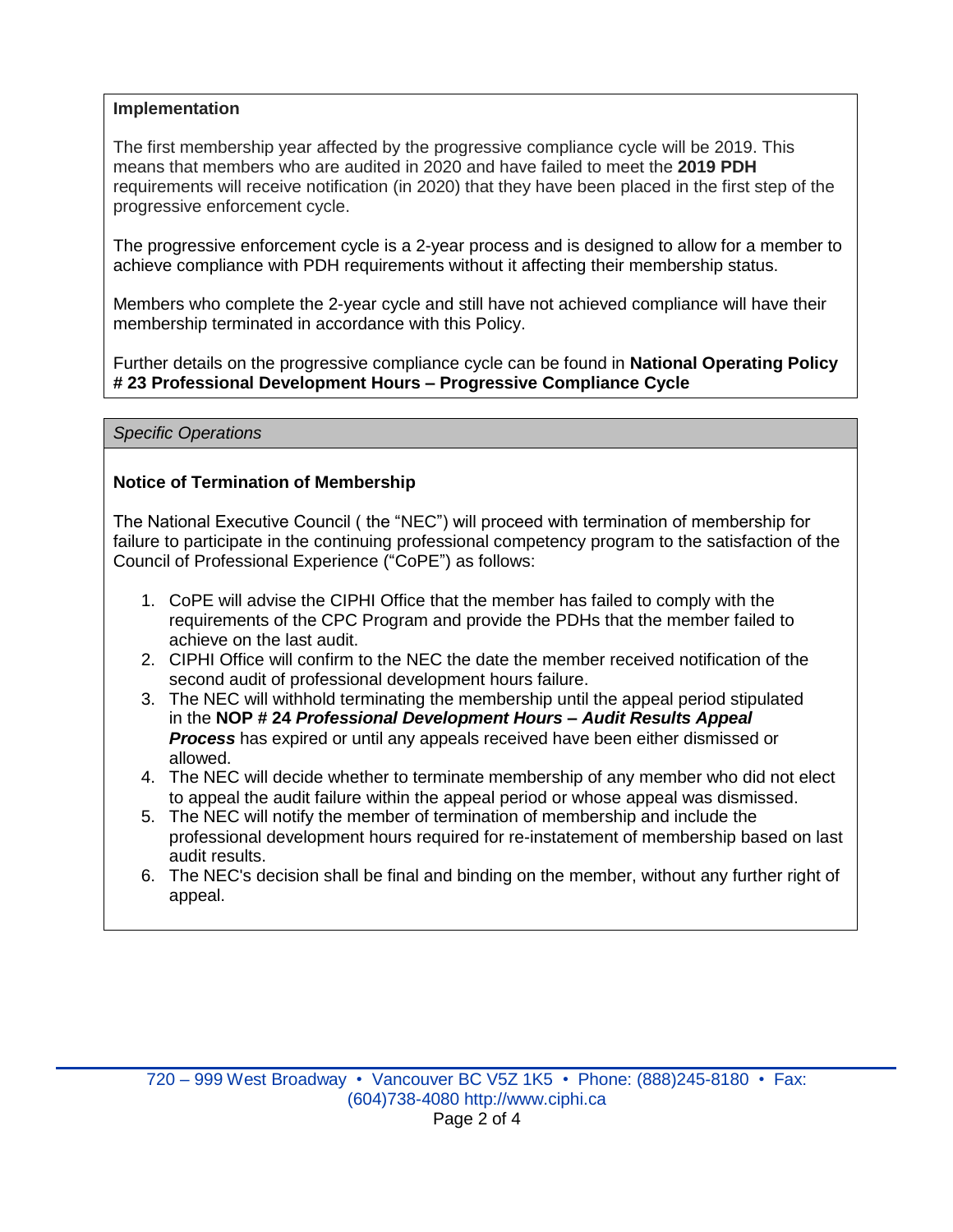**Implementation**

The first membership year affected by the progressive compliance cycle will be 2019. This means that members who are audited in 2020 and have failed to meet the **2019 PDH** requirements will receive notification (in 2020) that they have been placed in the first step of the progressive enforcement cycle.

The progressive enforcement cycle is a 2-year process and is designed to allow for a member to achieve compliance with PDH requirements without it affecting their membership status.

Members who complete the 2-year cycle and still have not achieved compliance will have their membership terminated in accordance with this Policy.

Further details on the progressive compliance cycle can be found in **National Operating Policy # 23 Professional Development Hours – Progressive Compliance Cycle**

*Specific Operations*

**Notice of Termination of Membership**

The National Executive Council ( the "NEC") will proceed with termination of membership for failure to participate in the continuing professional competency program to the satisfaction of the Council of Professional Experience ("CoPE") as follows:

1. CoPE will advise the CIPHI Office that the member has failed to comply with the requirements of the CPC Program and provide the PDHs that the member failed to achieve on the last audit.
2. CIPHI Office will confirm to the NEC the date the member received notification of the second audit of professional development hours failure.
3. The NEC will withhold terminating the membership until the appeal period stipulated in the **NOP # 24 *Professional Development Hours – Audit Results Appeal Process*** has expired or until any appeals received have been either dismissed or allowed.
4. The NEC will decide whether to terminate membership of any member who did not elect to appeal the audit failure within the appeal period or whose appeal was dismissed.
5. The NEC will notify the member of termination of membership and include the professional development hours required for re-instatement of membership based on last audit results.
6. The NEC's decision shall be final and binding on the member, without any further right of appeal.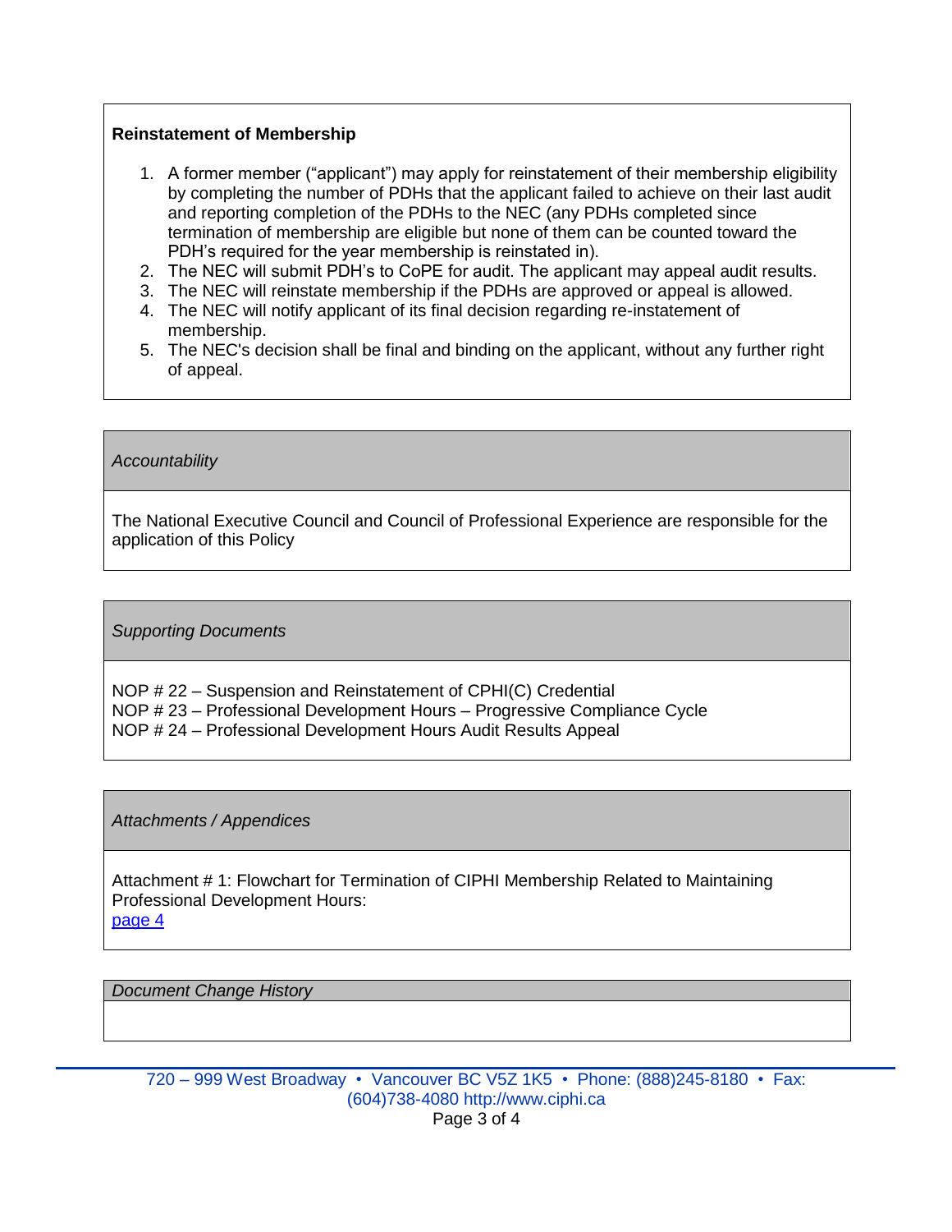**Reinstatement of Membership**

1. A former member ("applicant") may apply for reinstatement of their membership eligibility by completing the number of PDHs that the applicant failed to achieve on their last audit and reporting completion of the PDHs to the NEC (any PDHs completed since termination of membership are eligible but none of them can be counted toward the PDH's required for the year membership is reinstated in).
2. The NEC will submit PDH's to CoPE for audit. The applicant may appeal audit results.
3. The NEC will reinstate membership if the PDHs are approved or appeal is allowed.
4. The NEC will notify applicant of its final decision regarding re-instatement of membership.
5. The NEC's decision shall be final and binding on the applicant, without any further right of appeal.

*Accountability*

The National Executive Council and Council of Professional Experience are responsible for the application of this Policy

*Supporting Documents*

NOP # 22 – Suspension and Reinstatement of CPHI(C) Credential
NOP # 23 – Professional Development Hours – Progressive Compliance Cycle
NOP # 24 – Professional Development Hours Audit Results Appeal

*Attachments / Appendices*

Attachment # 1: Flowchart for Termination of CIPHI Membership Related to Maintaining Professional Development Hours:
page 4

*Document Change History*

720 – 999 West Broadway • Vancouver BC V5Z 1K5 • Phone: (888)245-8180 • Fax: (604)738-4080 http://www.ciphi.ca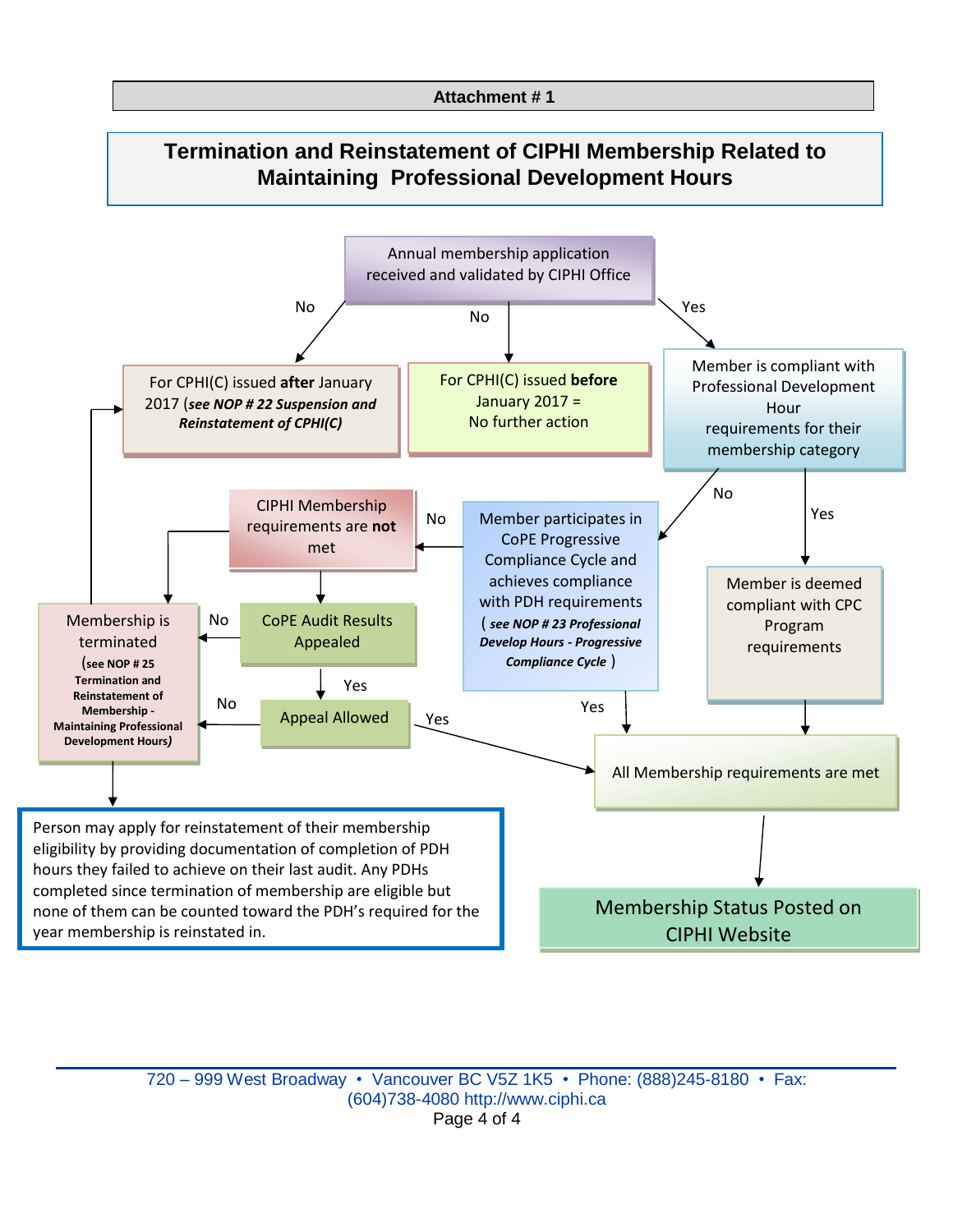**Attachment # 1**

# Termination and Reinstatement of CIPHI Membership Related to Maintaining Professional Development Hours

Annual membership application received and validated by CIPHI Office

No

No

Yes

For CPHI(C) issued **after** January 2017 (***see NOP # 22 Suspension and Reinstatement of CPHI(C)***

For CPHI(C) issued **before** January 2017 = No further action

Member is compliant with Professional Development Hour requirements for their membership category

No

Yes

CIPHI Membership requirements are **not** met

No

Member participates in CoPE Progressive Compliance Cycle and achieves compliance with PDH requirements ( ***see NOP # 23 Professional Develop Hours - Progressive Compliance Cycle*** )

Member is deemed compliant with CPC Program requirements

Membership is terminated (**see NOP # 25 Termination and Reinstatement of Membership - Maintaining Professional Development Hours**)

No

CoPE Audit Results Appealed

Yes

No

Appeal Allowed

Yes

Yes

All Membership requirements are met

Person may apply for reinstatement of their membership eligibility by providing documentation of completion of PDH hours they failed to achieve on their last audit. Any PDHs completed since termination of membership are eligible but none of them can be counted toward the PDH's required for the year membership is reinstated in.

Membership Status Posted on CIPHI Website

720 – 999 West Broadway • Vancouver BC V5Z 1K5 • Phone: (888)245-8180 • Fax: (604)738-4080 http://www.ciphi.ca